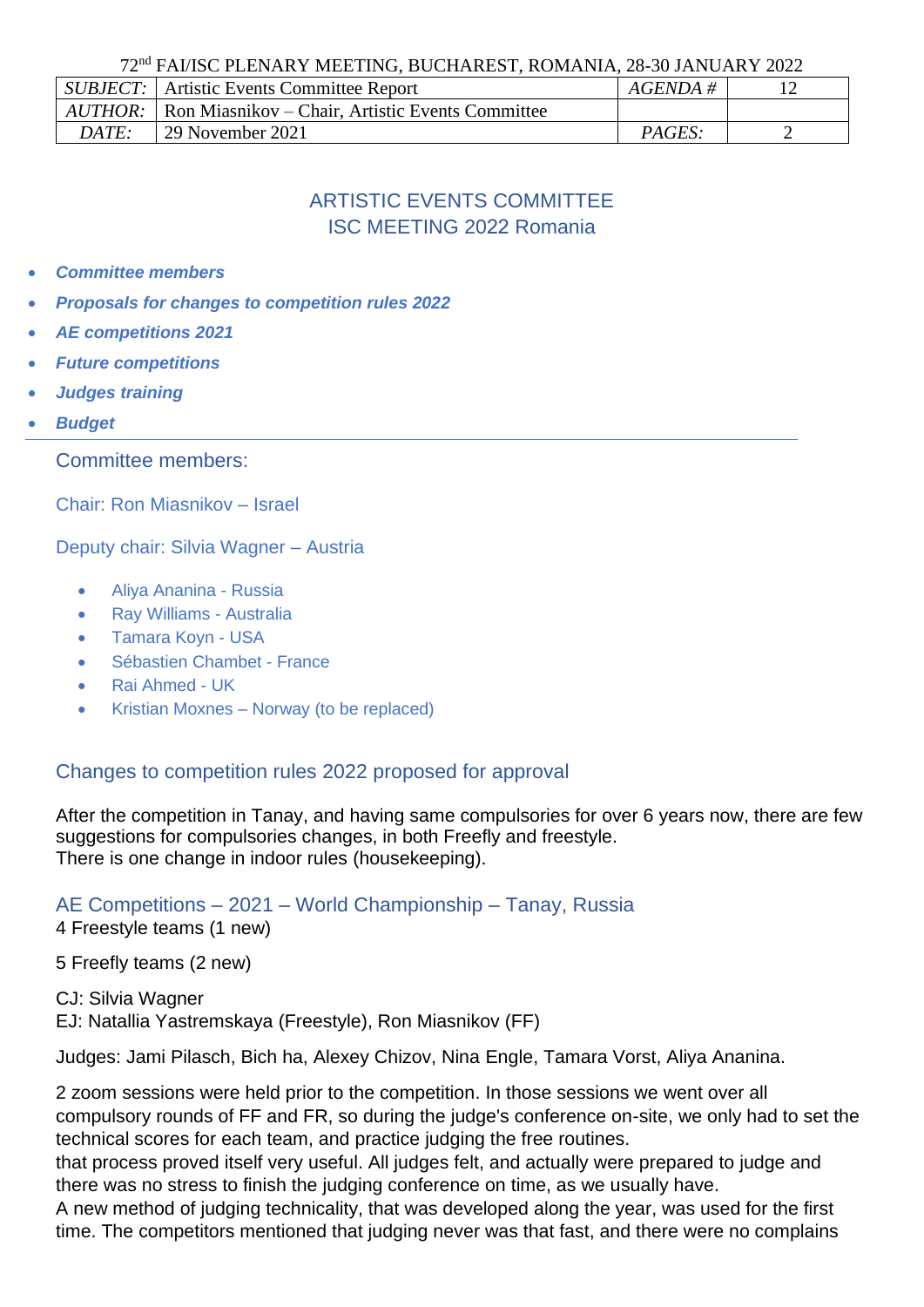72nd FAI/ISC PLENARY MEETING, BUCHAREST, ROMANIA, 28-30 JANUARY 2022

| *SUBJECT:* | Artistic Events Committee Report | *AGENDA #* | 12 |
|---|---|---|---|
| *AUTHOR:* | Ron Miasnikov – Chair, Artistic Events Committee | | |
| *DATE:* | 29 November 2021 | *PAGES:* | 2 |

# ARTISTIC EVENTS COMMITTEE
# ISC MEETING 2022 Romania

- ***Committee members***
- ***Proposals for changes to competition rules 2022***
- ***AE competitions 2021***
- ***Future competitions***
- ***Judges training***
- ***Budget***

## Committee members:

Chair: Ron Miasnikov – Israel

Deputy chair: Silvia Wagner – Austria

- Aliya Ananina - Russia
- Ray Williams - Australia
- Tamara Koyn - USA
- Sébastien Chambet - France
- Rai Ahmed - UK
- Kristian Moxnes – Norway (to be replaced)

## Changes to competition rules 2022 proposed for approval

After the competition in Tanay, and having same compulsories for over 6 years now, there are few suggestions for compulsories changes, in both Freefly and freestyle.
There is one change in indoor rules (housekeeping).

## AE Competitions – 2021 – World Championship – Tanay, Russia

4 Freestyle teams (1 new)

5 Freefly teams (2 new)

CJ: Silvia Wagner
EJ: Natallia Yastremskaya (Freestyle), Ron Miasnikov (FF)

Judges: Jami Pilasch, Bich ha, Alexey Chizov, Nina Engle, Tamara Vorst, Aliya Ananina.

2 zoom sessions were held prior to the competition. In those sessions we went over all compulsory rounds of FF and FR, so during the judge's conference on-site, we only had to set the technical scores for each team, and practice judging the free routines.
that process proved itself very useful. All judges felt, and actually were prepared to judge and there was no stress to finish the judging conference on time, as we usually have.
A new method of judging technicality, that was developed along the year, was used for the first time. The competitors mentioned that judging never was that fast, and there were no complains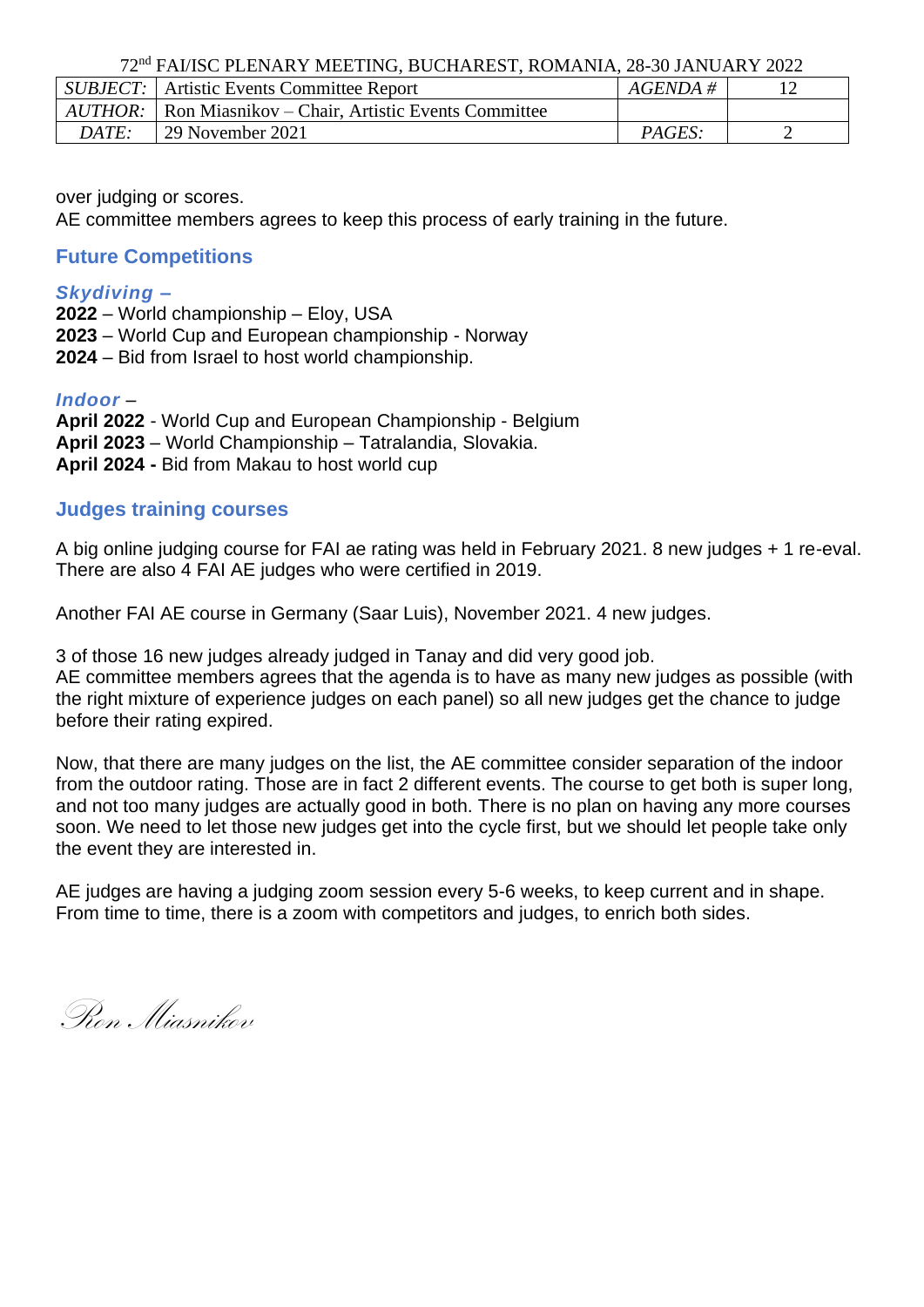over judging or scores.
AE committee members agrees to keep this process of early training in the future.

## Future Competitions

### *Skydiving –*

**2022** – World championship – Eloy, USA
**2023** – World Cup and European championship - Norway
**2024** – Bid from Israel to host world championship.

### *Indoor –*

**April 2022** - World Cup and European Championship - Belgium
**April 2023** – World Championship – Tatralandia, Slovakia.
**April 2024 -** Bid from Makau to host world cup

## Judges training courses

A big online judging course for FAI ae rating was held in February 2021. 8 new judges + 1 re-eval. There are also 4 FAI AE judges who were certified in 2019.

Another FAI AE course in Germany (Saar Luis), November 2021. 4 new judges.

3 of those 16 new judges already judged in Tanay and did very good job.
AE committee members agrees that the agenda is to have as many new judges as possible (with the right mixture of experience judges on each panel) so all new judges get the chance to judge before their rating expired.

Now, that there are many judges on the list, the AE committee consider separation of the indoor from the outdoor rating. Those are in fact 2 different events. The course to get both is super long, and not too many judges are actually good in both. There is no plan on having any more courses soon. We need to let those new judges get into the cycle first, but we should let people take only the event they are interested in.

AE judges are having a judging zoom session every 5-6 weeks, to keep current and in shape.
From time to time, there is a zoom with competitors and judges, to enrich both sides.

*Ron Miasnikov*